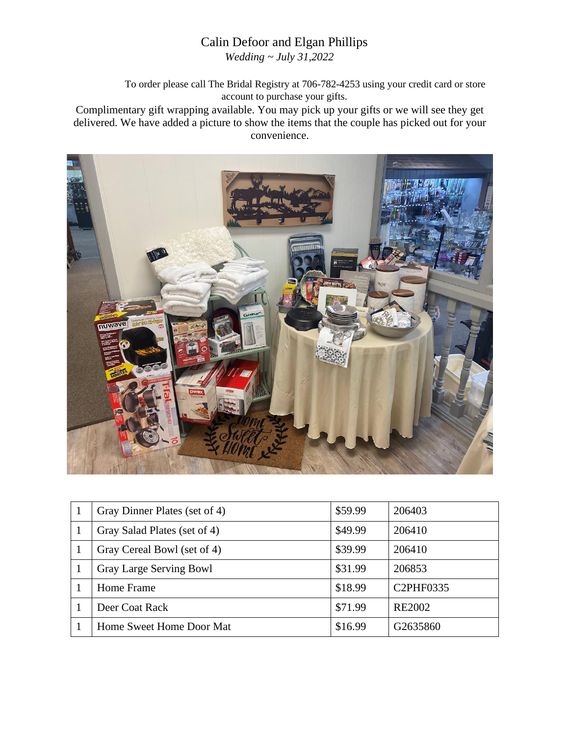# Calin Defoor and Elgan Phillips

*Wedding ~ July 31,2022*

To order please call The Bridal Registry at 706-782-4253 using your credit card or store account to purchase your gifts.

Complimentary gift wrapping available. You may pick up your gifts or we will see they get delivered. We have added a picture to show the items that the couple has picked out for your convenience.

| | | | |
|---|---|---|---|
| 1 | Gray Dinner Plates (set of 4) | $59.99 | 206403 |
| 1 | Gray Salad Plates (set of 4) | $49.99 | 206410 |
| 1 | Gray Cereal Bowl (set of 4) | $39.99 | 206410 |
| 1 | Gray Large Serving Bowl | $31.99 | 206853 |
| 1 | Home Frame | $18.99 | C2PHF0335 |
| 1 | Deer Coat Rack | $71.99 | RE2002 |
| 1 | Home Sweet Home Door Mat | $16.99 | G2635860 |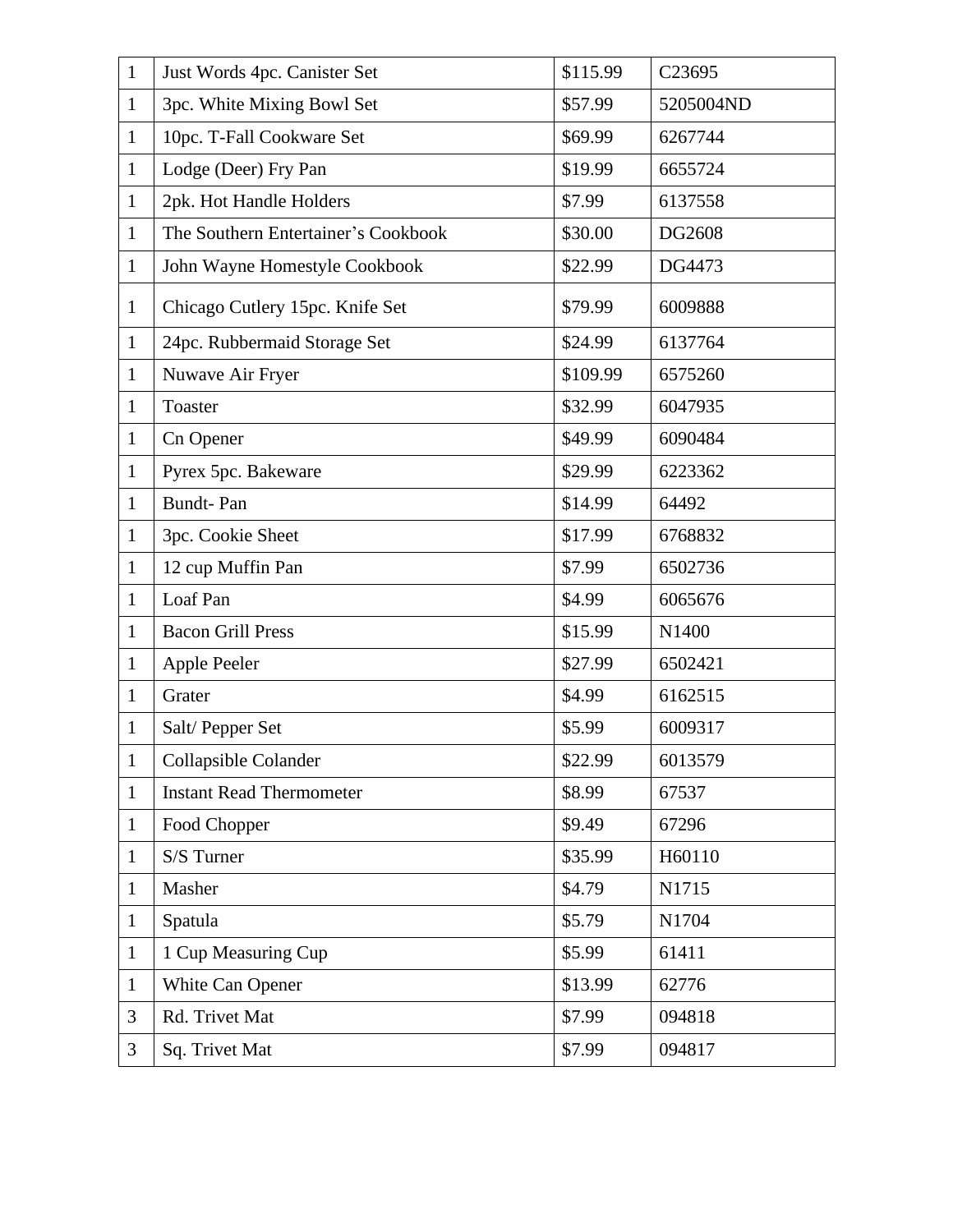| | | | |
|---|---|---|---|
| 1 | Just Words 4pc. Canister Set | $115.99 | C23695 |
| 1 | 3pc. White Mixing Bowl Set | $57.99 | 5205004ND |
| 1 | 10pc. T-Fall Cookware Set | $69.99 | 6267744 |
| 1 | Lodge (Deer) Fry Pan | $19.99 | 6655724 |
| 1 | 2pk. Hot Handle Holders | $7.99 | 6137558 |
| 1 | The Southern Entertainer’s Cookbook | $30.00 | DG2608 |
| 1 | John Wayne Homestyle Cookbook | $22.99 | DG4473 |
| 1 | Chicago Cutlery 15pc. Knife Set | $79.99 | 6009888 |
| 1 | 24pc. Rubbermaid Storage Set | $24.99 | 6137764 |
| 1 | Nuwave Air Fryer | $109.99 | 6575260 |
| 1 | Toaster | $32.99 | 6047935 |
| 1 | Cn Opener | $49.99 | 6090484 |
| 1 | Pyrex 5pc. Bakeware | $29.99 | 6223362 |
| 1 | Bundt- Pan | $14.99 | 64492 |
| 1 | 3pc. Cookie Sheet | $17.99 | 6768832 |
| 1 | 12 cup Muffin Pan | $7.99 | 6502736 |
| 1 | Loaf Pan | $4.99 | 6065676 |
| 1 | Bacon Grill Press | $15.99 | N1400 |
| 1 | Apple Peeler | $27.99 | 6502421 |
| 1 | Grater | $4.99 | 6162515 |
| 1 | Salt/ Pepper Set | $5.99 | 6009317 |
| 1 | Collapsible Colander | $22.99 | 6013579 |
| 1 | Instant Read Thermometer | $8.99 | 67537 |
| 1 | Food Chopper | $9.49 | 67296 |
| 1 | S/S Turner | $35.99 | H60110 |
| 1 | Masher | $4.79 | N1715 |
| 1 | Spatula | $5.79 | N1704 |
| 1 | 1 Cup Measuring Cup | $5.99 | 61411 |
| 1 | White Can Opener | $13.99 | 62776 |
| 3 | Rd. Trivet Mat | $7.99 | 094818 |
| 3 | Sq. Trivet Mat | $7.99 | 094817 |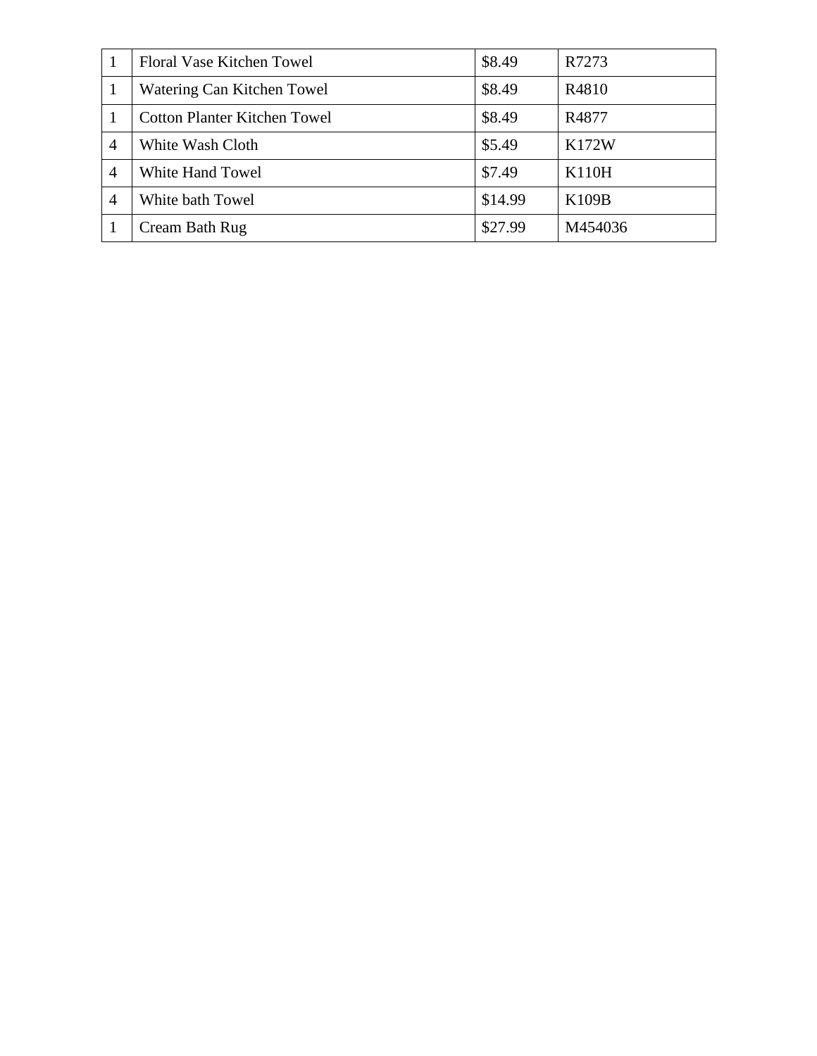| | | | |
|---|---|---|---|
| 1 | Floral Vase Kitchen Towel | $8.49 | R7273 |
| 1 | Watering Can Kitchen Towel | $8.49 | R4810 |
| 1 | Cotton Planter Kitchen Towel | $8.49 | R4877 |
| 4 | White Wash Cloth | $5.49 | K172W |
| 4 | White Hand Towel | $7.49 | K110H |
| 4 | White bath Towel | $14.99 | K109B |
| 1 | Cream Bath Rug | $27.99 | M454036 |